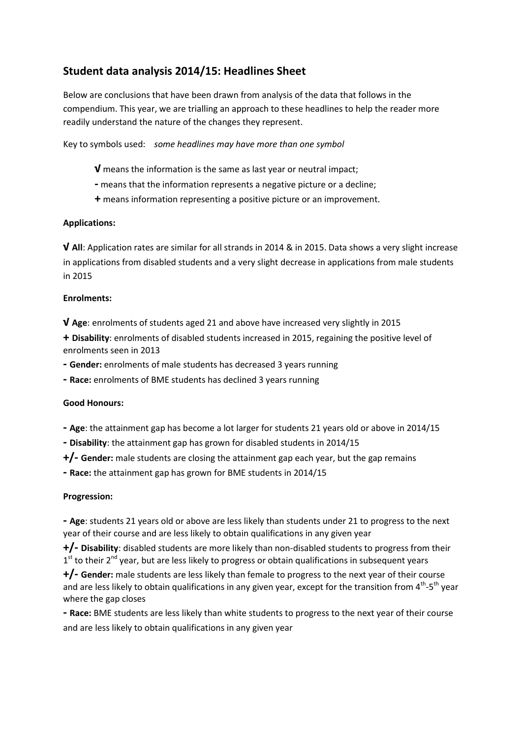## Student data analysis 2014/15: Headlines Sheet

Below are conclusions that have been drawn from analysis of the data that follows in the compendium. This year, we are trialling an approach to these headlines to help the reader more readily understand the nature of the changes they represent.

Key to symbols used: *some headlines may have more than one symbol*

- **√** means the information is the same as last year or neutral impact;
- **-** means that the information represents a negative picture or a decline;
- **+** means information representing a positive picture or an improvement.

**Applications:**

**√ All**: Application rates are similar for all strands in 2014 & in 2015. Data shows a very slight increase in applications from disabled students and a very slight decrease in applications from male students in 2015

**Enrolments:**

**√ Age**: enrolments of students aged 21 and above have increased very slightly in 2015

**+ Disability**: enrolments of disabled students increased in 2015, regaining the positive level of enrolments seen in 2013

**- Gender:** enrolments of male students has decreased 3 years running

**- Race:** enrolments of BME students has declined 3 years running

**Good Honours:**

**- Age**: the attainment gap has become a lot larger for students 21 years old or above in 2014/15

**- Disability**: the attainment gap has grown for disabled students in 2014/15

**+/- Gender:** male students are closing the attainment gap each year, but the gap remains

**- Race:** the attainment gap has grown for BME students in 2014/15

**Progression:**

**- Age**: students 21 years old or above are less likely than students under 21 to progress to the next year of their course and are less likely to obtain qualifications in any given year

**+/- Disability**: disabled students are more likely than non-disabled students to progress from their 1st to their 2nd year, but are less likely to progress or obtain qualifications in subsequent years

**+/- Gender:** male students are less likely than female to progress to the next year of their course and are less likely to obtain qualifications in any given year, except for the transition from 4th-5th year where the gap closes

**- Race:** BME students are less likely than white students to progress to the next year of their course and are less likely to obtain qualifications in any given year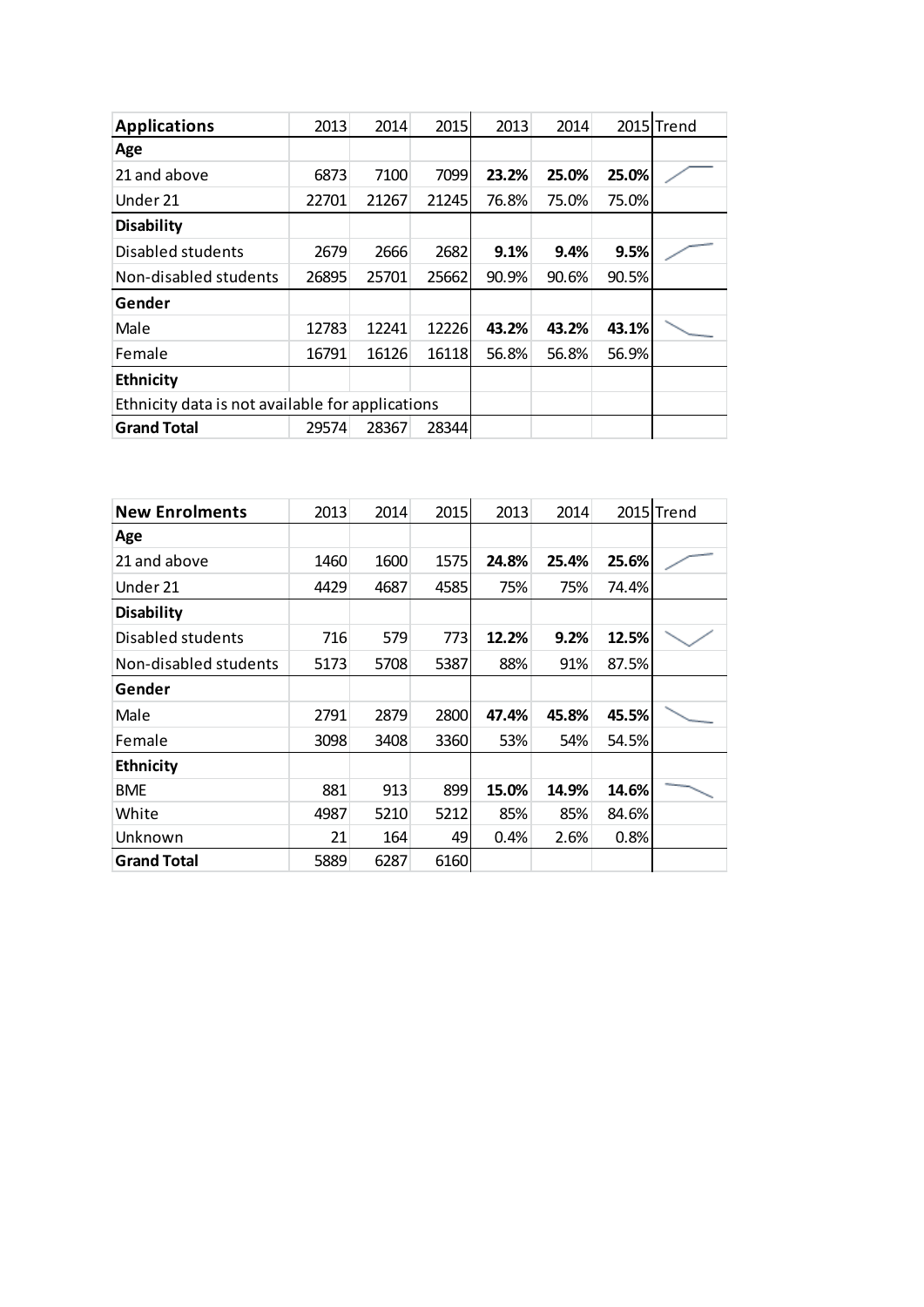| Applications | 2013 | 2014 | 2015 | 2013 | 2014 | 2015 | Trend |
|---|---|---|---|---|---|---|---|
| **Age** | | | | | | | |
| 21 and above | 6873 | 7100 | 7099 | **23.2%** | **25.0%** | **25.0%** | |
| Under 21 | 22701 | 21267 | 21245 | 76.8% | 75.0% | 75.0% | |
| **Disability** | | | | | | | |
| Disabled students | 2679 | 2666 | 2682 | **9.1%** | **9.4%** | **9.5%** | |
| Non-disabled students | 26895 | 25701 | 25662 | 90.9% | 90.6% | 90.5% | |
| **Gender** | | | | | | | |
| Male | 12783 | 12241 | 12226 | **43.2%** | **43.2%** | **43.1%** | |
| Female | 16791 | 16126 | 16118 | 56.8% | 56.8% | 56.9% | |
| **Ethnicity** | | | | | | | |
| Ethnicity data is not available for applications | | | | | | | |
| **Grand Total** | 29574 | 28367 | 28344 | | | | |

| New Enrolments | 2013 | 2014 | 2015 | 2013 | 2014 | 2015 | Trend |
|---|---|---|---|---|---|---|---|
| **Age** | | | | | | | |
| 21 and above | 1460 | 1600 | 1575 | **24.8%** | **25.4%** | **25.6%** | |
| Under 21 | 4429 | 4687 | 4585 | 75% | 75% | 74.4% | |
| **Disability** | | | | | | | |
| Disabled students | 716 | 579 | 773 | **12.2%** | **9.2%** | **12.5%** | |
| Non-disabled students | 5173 | 5708 | 5387 | 88% | 91% | 87.5% | |
| **Gender** | | | | | | | |
| Male | 2791 | 2879 | 2800 | **47.4%** | **45.8%** | **45.5%** | |
| Female | 3098 | 3408 | 3360 | 53% | 54% | 54.5% | |
| **Ethnicity** | | | | | | | |
| BME | 881 | 913 | 899 | **15.0%** | **14.9%** | **14.6%** | |
| White | 4987 | 5210 | 5212 | 85% | 85% | 84.6% | |
| Unknown | 21 | 164 | 49 | 0.4% | 2.6% | 0.8% | |
| **Grand Total** | 5889 | 6287 | 6160 | | | | |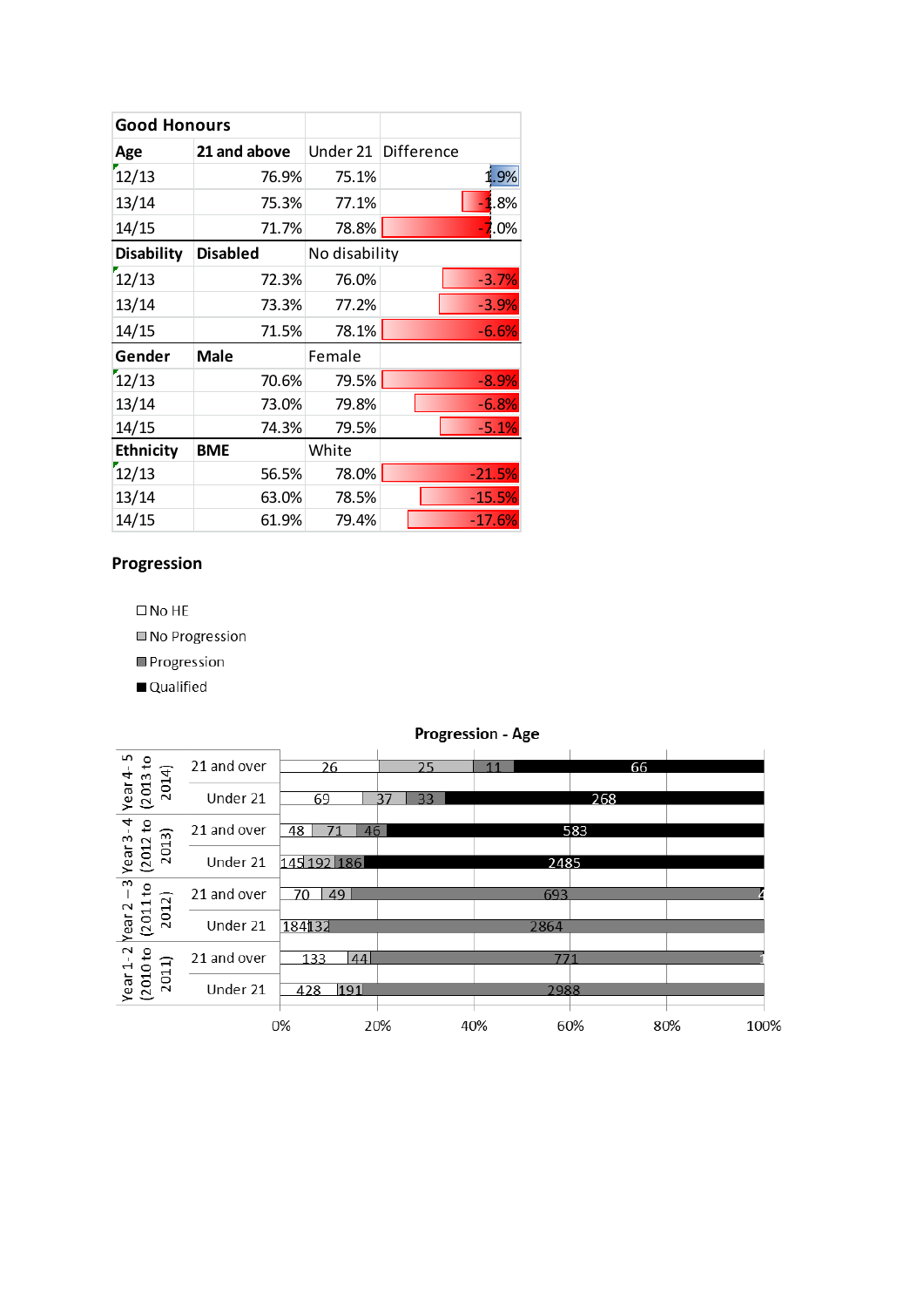| Good Honours | | | |
|---|---|---|---|
| **Age** | **21 and above** | Under 21 | Difference |
| 12/13 | 76.9% | 75.1% | 1.9% |
| 13/14 | 75.3% | 77.1% | -1.8% |
| 14/15 | 71.7% | 78.8% | -7.0% |
| **Disability** | **Disabled** | No disability | |
| 12/13 | 72.3% | 76.0% | -3.7% |
| 13/14 | 73.3% | 77.2% | -3.9% |
| 14/15 | 71.5% | 78.1% | -6.6% |
| **Gender** | **Male** | Female | |
| 12/13 | 70.6% | 79.5% | -8.9% |
| 13/14 | 73.0% | 79.8% | -6.8% |
| 14/15 | 74.3% | 79.5% | -5.1% |
| **Ethnicity** | **BME** | White | |
| 12/13 | 56.5% | 78.0% | -21.5% |
| 13/14 | 63.0% | 78.5% | -15.5% |
| 14/15 | 61.9% | 79.4% | -17.6% |

## Progression

- No HE
- No Progression
- Progression
- Qualified

**Progression - Age**

| Year | Age | No HE | No Progression | Progression | Qualified |
|---|---|---|---|---|---|
| Year 4 - 5 (2013 to 2014) | 21 and over | 26 | 25 | 11 | 66 |
| | Under 21 | 69 | 37 | 33 | 268 |
| Year 3 - 4 (2012 to 2013) | 21 and over | 48 | 71 | 46 | 583 |
| | Under 21 | 145 | 192 | 186 | 2485 |
| Year 2 – 3 (2011 to 2012) | 21 and over | 70 | 49 | 693 | 4 |
| | Under 21 | 184 | 132 | 2864 | |
| Year 1 - 2 (2010 to 2011) | 21 and over | 133 | 44 | 771 | 1 |
| | Under 21 | 428 | 191 | 2988 | |

0% 20% 40% 60% 80% 100%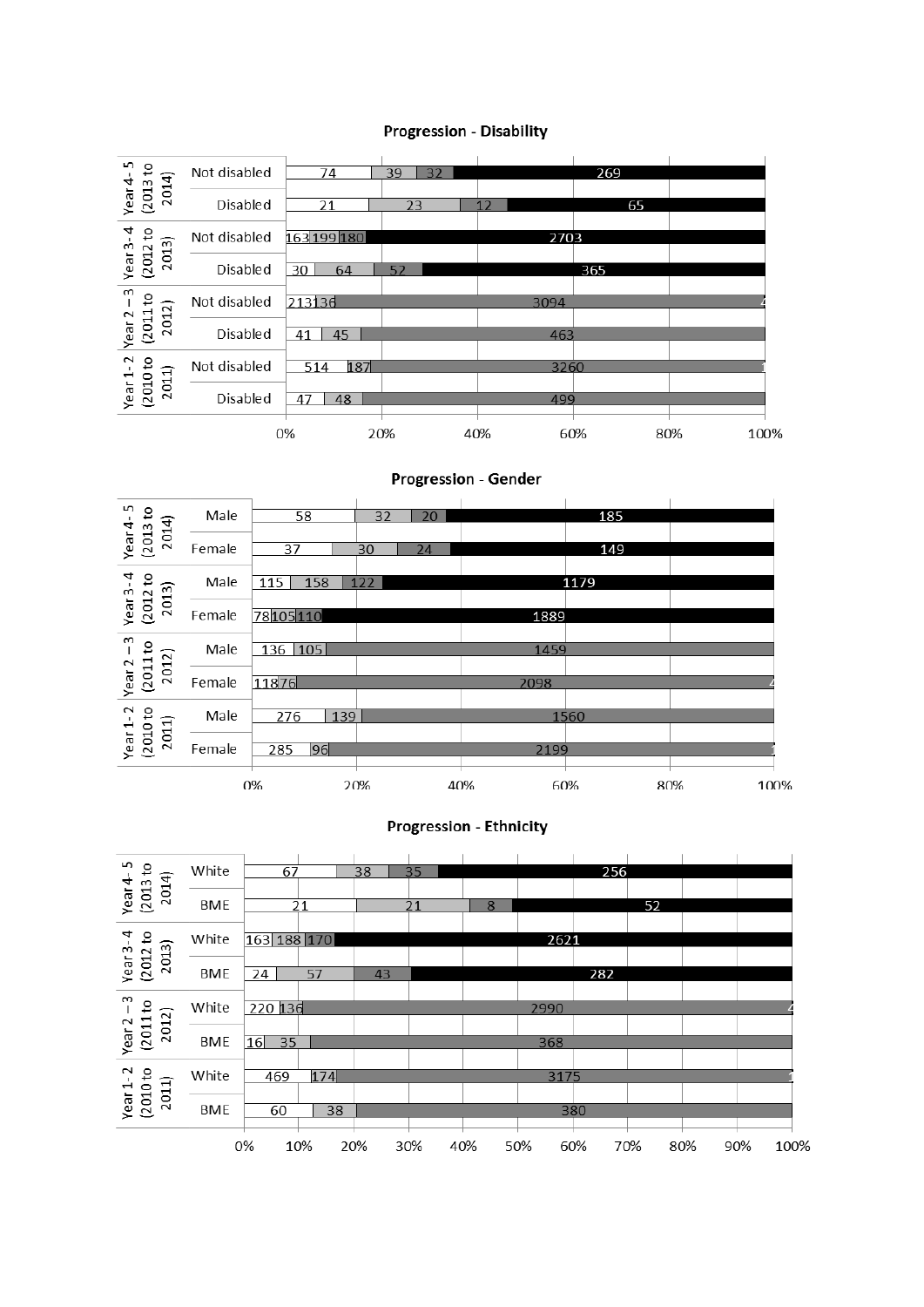**Progression - Disability**

Year 4 - 5 (2013 to 2014)
Not disabled 74 39 32 269
Disabled 21 23 12 65

Year 3 - 4 (2012 to 2013)
Not disabled 163 199 180 2703
Disabled 30 64 52 365

Year 2 – 3 (2011 to 2012)
Not disabled 213 136 3094 4
Disabled 41 45 463

Year 1 - 2 (2010 to 2011)
Not disabled 514 187 3260 1
Disabled 47 48 499

0% 20% 40% 60% 80% 100%

**Progression - Gender**

Year 4 - 5 (2013 to 2014)
Male 58 32 20 185
Female 37 30 24 149

Year 3 - 4 (2012 to 2013)
Male 115 158 122 1179
Female 78 105 110 1889

Year 2 – 3 (2011 to 2012)
Male 136 105 1459
Female 118 76 2098 4

Year 1 - 2 (2010 to 2011)
Male 276 139 1560
Female 285 96 2199 1

0% 20% 40% 60% 80% 100%

**Progression - Ethnicity**

Year 4 - 5 (2013 to 2014)
White 67 38 35 256
BME 21 21 8 52

Year 3 - 4 (2012 to 2013)
White 163 188 170 2621
BME 24 57 43 282

Year 2 – 3 (2011 to 2012)
White 220 136 2990 4
BME 16 35 368

Year 1 - 2 (2010 to 2011)
White 469 174 3175 1
BME 60 38 380

0% 10% 20% 30% 40% 50% 60% 70% 80% 90% 100%